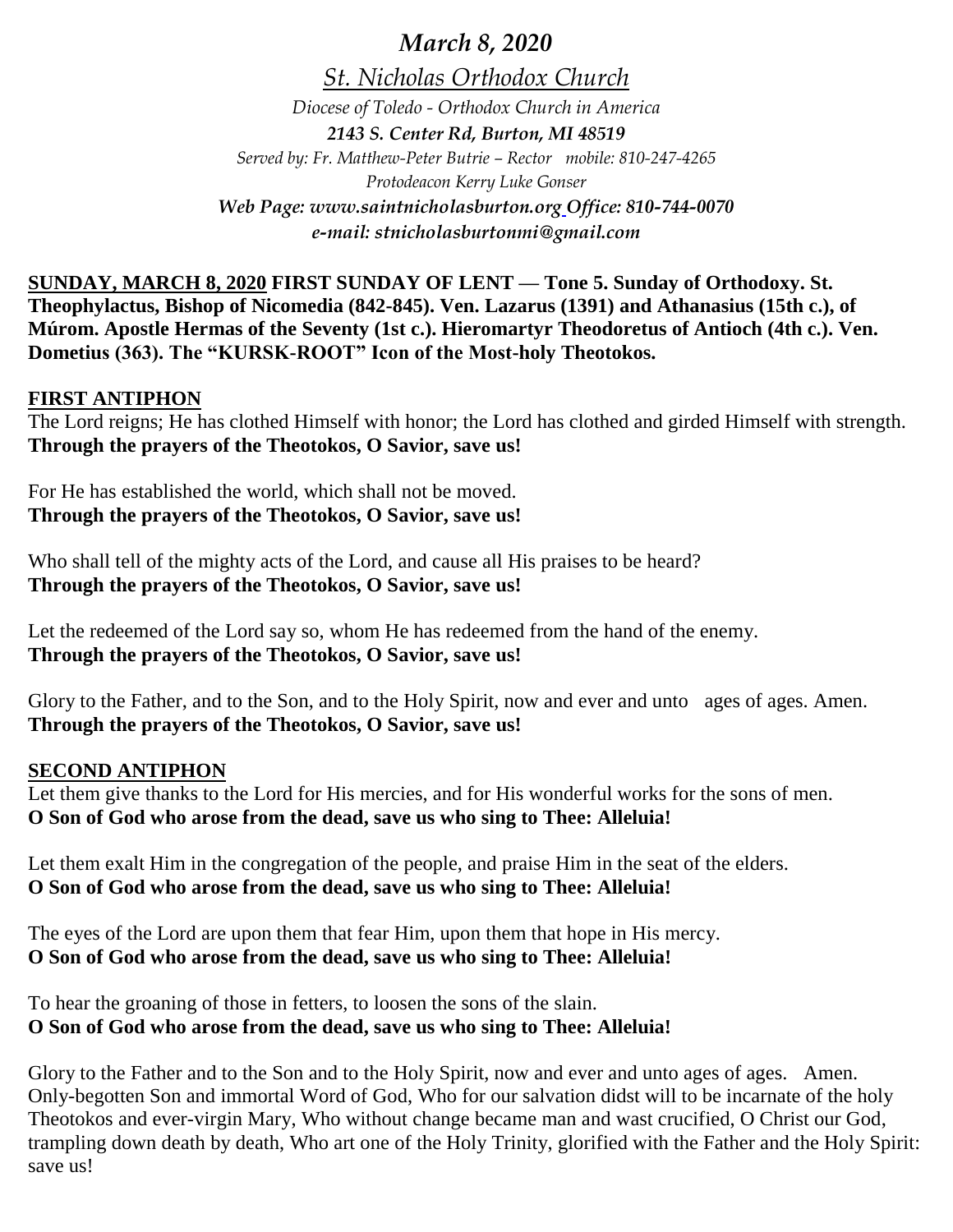# *March 8, 2020*

*St. Nicholas Orthodox Church*

*Diocese of Toledo - Orthodox Church in America*

***2143 S. Center Rd, Burton, MI 48519***

*Served by: Fr. Matthew-Peter Butrie – Rector mobile: 810-247-4265*

*Protodeacon Kerry Luke Gonser*

***Web Page: www.saintnicholasburton.org Office: 810-744-0070***

***e-mail: stnicholasburtonmi@gmail.com***

**SUNDAY, MARCH 8, 2020 FIRST SUNDAY OF LENT — Tone 5. Sunday of Orthodoxy. St. Theophylactus, Bishop of Nicomedia (842-845). Ven. Lazarus (1391) and Athanasius (15th c.), of Múrom. Apostle Hermas of the Seventy (1st c.). Hieromartyr Theodoretus of Antioch (4th c.). Ven. Dometius (363). The "KURSK-ROOT" Icon of the Most-holy Theotokos.**

## FIRST ANTIPHON

The Lord reigns; He has clothed Himself with honor; the Lord has clothed and girded Himself with strength.
**Through the prayers of the Theotokos, O Savior, save us!**

For He has established the world, which shall not be moved.
**Through the prayers of the Theotokos, O Savior, save us!**

Who shall tell of the mighty acts of the Lord, and cause all His praises to be heard?
**Through the prayers of the Theotokos, O Savior, save us!**

Let the redeemed of the Lord say so, whom He has redeemed from the hand of the enemy.
**Through the prayers of the Theotokos, O Savior, save us!**

Glory to the Father, and to the Son, and to the Holy Spirit, now and ever and unto ages of ages. Amen.
**Through the prayers of the Theotokos, O Savior, save us!**

## SECOND ANTIPHON

Let them give thanks to the Lord for His mercies, and for His wonderful works for the sons of men.
**O Son of God who arose from the dead, save us who sing to Thee: Alleluia!**

Let them exalt Him in the congregation of the people, and praise Him in the seat of the elders.
**O Son of God who arose from the dead, save us who sing to Thee: Alleluia!**

The eyes of the Lord are upon them that fear Him, upon them that hope in His mercy.
**O Son of God who arose from the dead, save us who sing to Thee: Alleluia!**

To hear the groaning of those in fetters, to loosen the sons of the slain.
**O Son of God who arose from the dead, save us who sing to Thee: Alleluia!**

Glory to the Father and to the Son and to the Holy Spirit, now and ever and unto ages of ages. Amen.
Only-begotten Son and immortal Word of God, Who for our salvation didst will to be incarnate of the holy Theotokos and ever-virgin Mary, Who without change became man and wast crucified, O Christ our God, trampling down death by death, Who art one of the Holy Trinity, glorified with the Father and the Holy Spirit: save us!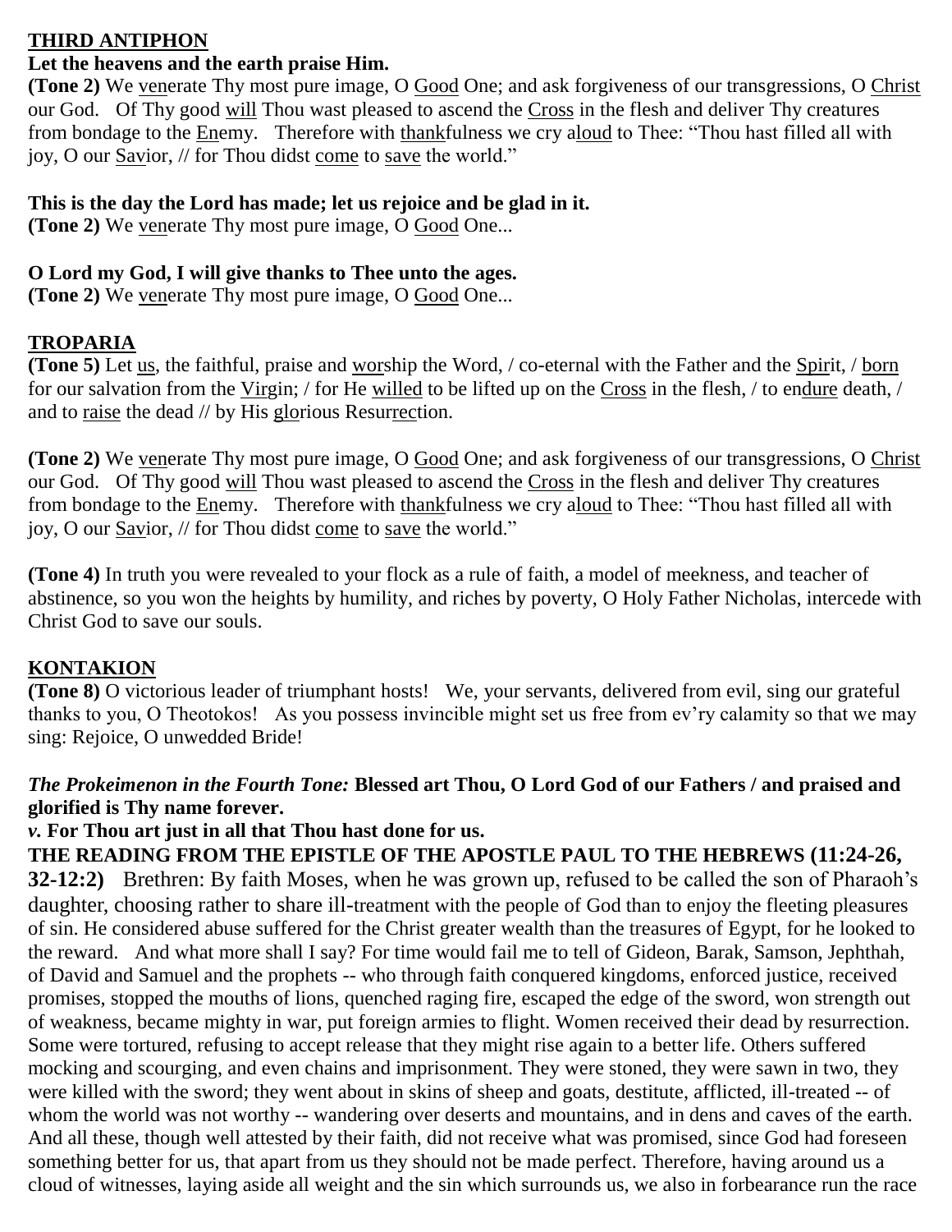## THIRD ANTIPHON

**Let the heavens and the earth praise Him.**

**(Tone 2)** We venerate Thy most pure image, O Good One; and ask forgiveness of our transgressions, O Christ our God. Of Thy good will Thou wast pleased to ascend the Cross in the flesh and deliver Thy creatures from bondage to the Enemy. Therefore with thankfulness we cry aloud to Thee: "Thou hast filled all with joy, O our Savior, // for Thou didst come to save the world."

**This is the day the Lord has made; let us rejoice and be glad in it.**

**(Tone 2)** We venerate Thy most pure image, O Good One...

**O Lord my God, I will give thanks to Thee unto the ages.**

**(Tone 2)** We venerate Thy most pure image, O Good One...

## TROPARIA

**(Tone 5)** Let us, the faithful, praise and worship the Word, / co-eternal with the Father and the Spirit, / born for our salvation from the Virgin; / for He willed to be lifted up on the Cross in the flesh, / to endure death, / and to raise the dead // by His glorious Resurrection.

**(Tone 2)** We venerate Thy most pure image, O Good One; and ask forgiveness of our transgressions, O Christ our God. Of Thy good will Thou wast pleased to ascend the Cross in the flesh and deliver Thy creatures from bondage to the Enemy. Therefore with thankfulness we cry aloud to Thee: "Thou hast filled all with joy, O our Savior, // for Thou didst come to save the world."

**(Tone 4)** In truth you were revealed to your flock as a rule of faith, a model of meekness, and teacher of abstinence, so you won the heights by humility, and riches by poverty, O Holy Father Nicholas, intercede with Christ God to save our souls.

## KONTAKION

**(Tone 8)** O victorious leader of triumphant hosts! We, your servants, delivered from evil, sing our grateful thanks to you, O Theotokos! As you possess invincible might set us free from ev'ry calamity so that we may sing: Rejoice, O unwedded Bride!

***The Prokeimenon in the Fourth Tone:*** **Blessed art Thou, O Lord God of our Fathers / and praised and glorified is Thy name forever.**

***v.*** **For Thou art just in all that Thou hast done for us.**

**THE READING FROM THE EPISTLE OF THE APOSTLE PAUL TO THE HEBREWS (11:24-26, 32-12:2)** Brethren: By faith Moses, when he was grown up, refused to be called the son of Pharaoh's daughter, choosing rather to share ill-treatment with the people of God than to enjoy the fleeting pleasures of sin. He considered abuse suffered for the Christ greater wealth than the treasures of Egypt, for he looked to the reward. And what more shall I say? For time would fail me to tell of Gideon, Barak, Samson, Jephthah, of David and Samuel and the prophets -- who through faith conquered kingdoms, enforced justice, received promises, stopped the mouths of lions, quenched raging fire, escaped the edge of the sword, won strength out of weakness, became mighty in war, put foreign armies to flight. Women received their dead by resurrection. Some were tortured, refusing to accept release that they might rise again to a better life. Others suffered mocking and scourging, and even chains and imprisonment. They were stoned, they were sawn in two, they were killed with the sword; they went about in skins of sheep and goats, destitute, afflicted, ill-treated -- of whom the world was not worthy -- wandering over deserts and mountains, and in dens and caves of the earth. And all these, though well attested by their faith, did not receive what was promised, since God had foreseen something better for us, that apart from us they should not be made perfect. Therefore, having around us a cloud of witnesses, laying aside all weight and the sin which surrounds us, we also in forbearance run the race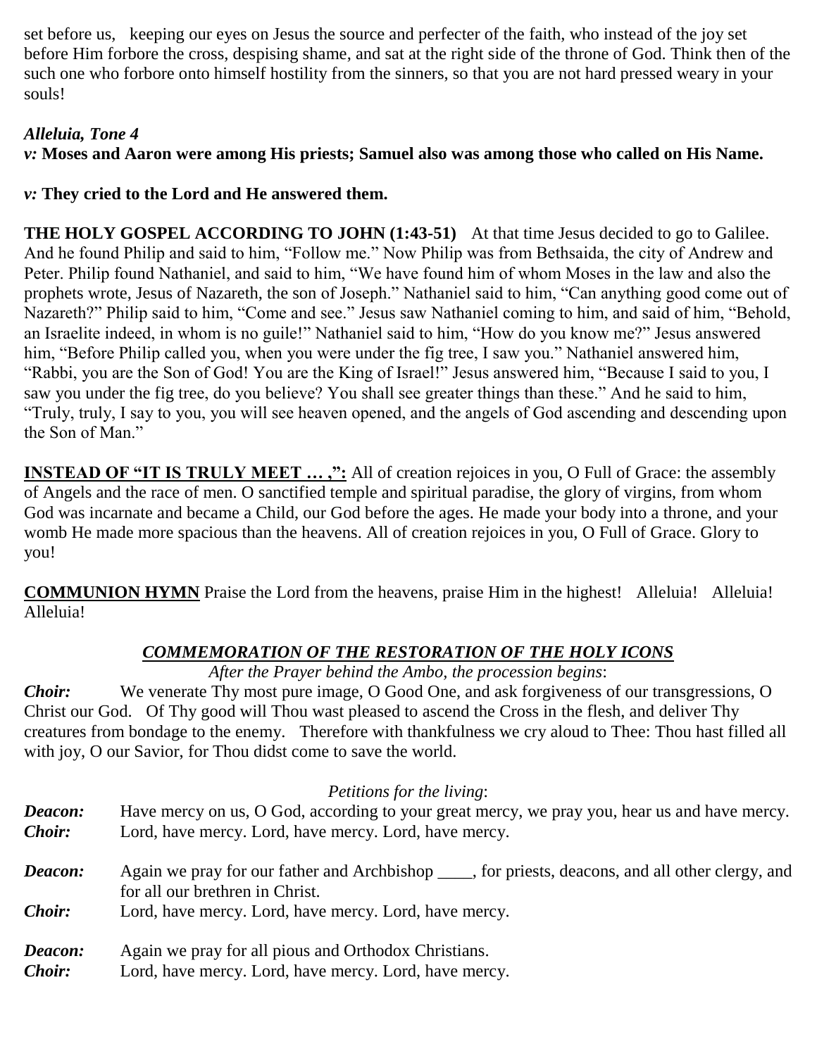set before us, keeping our eyes on Jesus the source and perfecter of the faith, who instead of the joy set before Him forbore the cross, despising shame, and sat at the right side of the throne of God. Think then of the such one who forbore onto himself hostility from the sinners, so that you are not hard pressed weary in your souls!

***Alleluia, Tone 4***

*v:* **Moses and Aaron were among His priests; Samuel also was among those who called on His Name.**

*v:* **They cried to the Lord and He answered them.**

**THE HOLY GOSPEL ACCORDING TO JOHN (1:43-51)** At that time Jesus decided to go to Galilee. And he found Philip and said to him, "Follow me." Now Philip was from Bethsaida, the city of Andrew and Peter. Philip found Nathaniel, and said to him, "We have found him of whom Moses in the law and also the prophets wrote, Jesus of Nazareth, the son of Joseph." Nathaniel said to him, "Can anything good come out of Nazareth?" Philip said to him, "Come and see." Jesus saw Nathaniel coming to him, and said of him, "Behold, an Israelite indeed, in whom is no guile!" Nathaniel said to him, "How do you know me?" Jesus answered him, "Before Philip called you, when you were under the fig tree, I saw you." Nathaniel answered him, "Rabbi, you are the Son of God! You are the King of Israel!" Jesus answered him, "Because I said to you, I saw you under the fig tree, do you believe? You shall see greater things than these." And he said to him, "Truly, truly, I say to you, you will see heaven opened, and the angels of God ascending and descending upon the Son of Man."

**INSTEAD OF "IT IS TRULY MEET … ,":** All of creation rejoices in you, O Full of Grace: the assembly of Angels and the race of men. O sanctified temple and spiritual paradise, the glory of virgins, from whom God was incarnate and became a Child, our God before the ages. He made your body into a throne, and your womb He made more spacious than the heavens. All of creation rejoices in you, O Full of Grace. Glory to you!

**COMMUNION HYMN** Praise the Lord from the heavens, praise Him in the highest! Alleluia! Alleluia! Alleluia!

## ***COMMEMORATION OF THE RESTORATION OF THE HOLY ICONS***

*After the Prayer behind the Ambo, the procession begins*:

***Choir:*** We venerate Thy most pure image, O Good One, and ask forgiveness of our transgressions, O Christ our God. Of Thy good will Thou wast pleased to ascend the Cross in the flesh, and deliver Thy creatures from bondage to the enemy. Therefore with thankfulness we cry aloud to Thee: Thou hast filled all with joy, O our Savior, for Thou didst come to save the world.

*Petitions for the living*:

***Deacon:*** Have mercy on us, O God, according to your great mercy, we pray you, hear us and have mercy.

***Choir:*** Lord, have mercy. Lord, have mercy. Lord, have mercy.

***Deacon:*** Again we pray for our father and Archbishop ____, for priests, deacons, and all other clergy, and for all our brethren in Christ.

***Choir:*** Lord, have mercy. Lord, have mercy. Lord, have mercy.

***Deacon:*** Again we pray for all pious and Orthodox Christians.

***Choir:*** Lord, have mercy. Lord, have mercy. Lord, have mercy.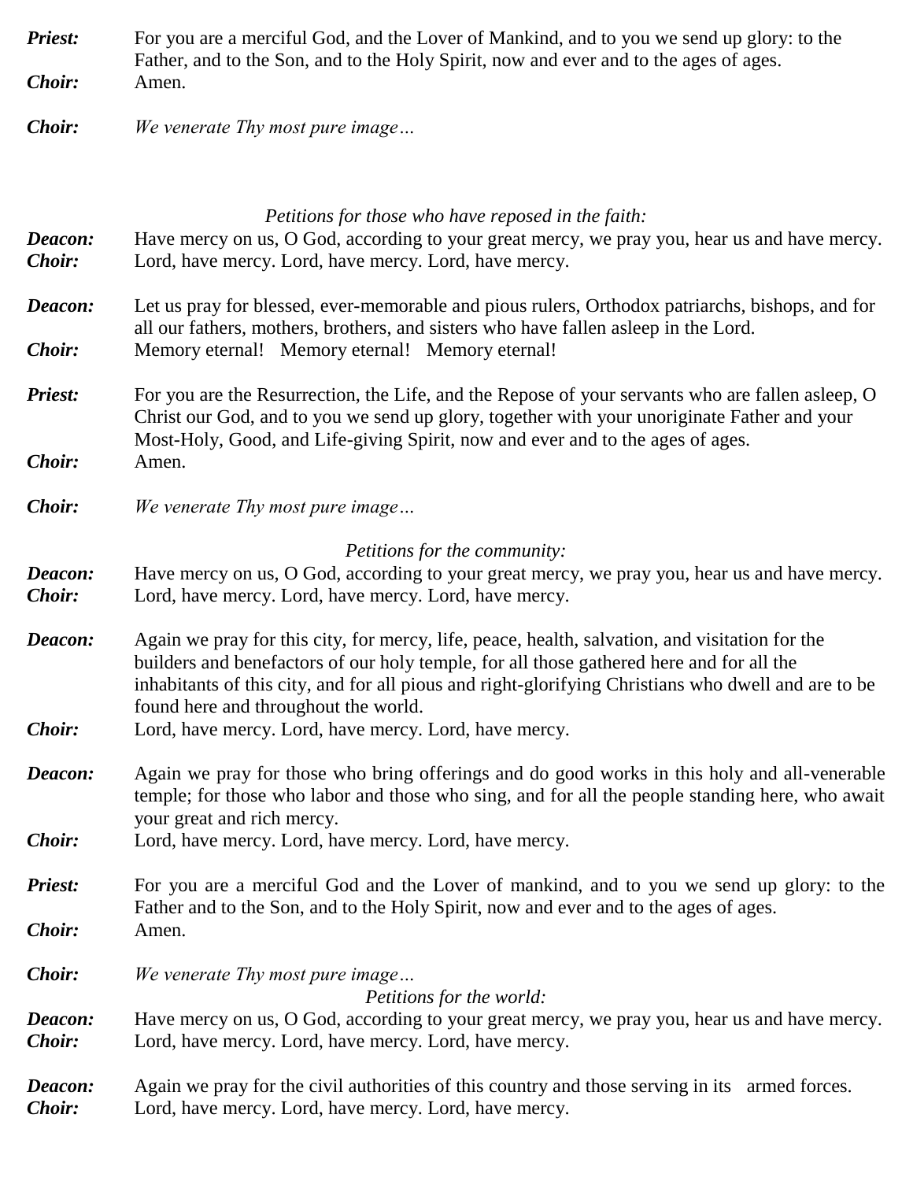**Priest:** For you are a merciful God, and the Lover of Mankind, and to you we send up glory: to the Father, and to the Son, and to the Holy Spirit, now and ever and to the ages of ages.

**Choir:** Amen.

**Choir:** *We venerate Thy most pure image…*

*Petitions for those who have reposed in the faith:*

**Deacon:** Have mercy on us, O God, according to your great mercy, we pray you, hear us and have mercy.

**Choir:** Lord, have mercy. Lord, have mercy. Lord, have mercy.

**Deacon:** Let us pray for blessed, ever-memorable and pious rulers, Orthodox patriarchs, bishops, and for all our fathers, mothers, brothers, and sisters who have fallen asleep in the Lord.

**Choir:** Memory eternal! Memory eternal! Memory eternal!

**Priest:** For you are the Resurrection, the Life, and the Repose of your servants who are fallen asleep, O Christ our God, and to you we send up glory, together with your unoriginate Father and your Most-Holy, Good, and Life-giving Spirit, now and ever and to the ages of ages.

**Choir:** Amen.

**Choir:** *We venerate Thy most pure image…*

*Petitions for the community:*

**Deacon:** Have mercy on us, O God, according to your great mercy, we pray you, hear us and have mercy.

**Choir:** Lord, have mercy. Lord, have mercy. Lord, have mercy.

**Deacon:** Again we pray for this city, for mercy, life, peace, health, salvation, and visitation for the builders and benefactors of our holy temple, for all those gathered here and for all the inhabitants of this city, and for all pious and right-glorifying Christians who dwell and are to be found here and throughout the world.

**Choir:** Lord, have mercy. Lord, have mercy. Lord, have mercy.

**Deacon:** Again we pray for those who bring offerings and do good works in this holy and all-venerable temple; for those who labor and those who sing, and for all the people standing here, who await your great and rich mercy.

**Choir:** Lord, have mercy. Lord, have mercy. Lord, have mercy.

**Priest:** For you are a merciful God and the Lover of mankind, and to you we send up glory: to the Father and to the Son, and to the Holy Spirit, now and ever and to the ages of ages.

**Choir:** Amen.

**Choir:** *We venerate Thy most pure image…*

*Petitions for the world:*

**Deacon:** Have mercy on us, O God, according to your great mercy, we pray you, hear us and have mercy.

**Choir:** Lord, have mercy. Lord, have mercy. Lord, have mercy.

**Deacon:** Again we pray for the civil authorities of this country and those serving in its armed forces.

**Choir:** Lord, have mercy. Lord, have mercy. Lord, have mercy.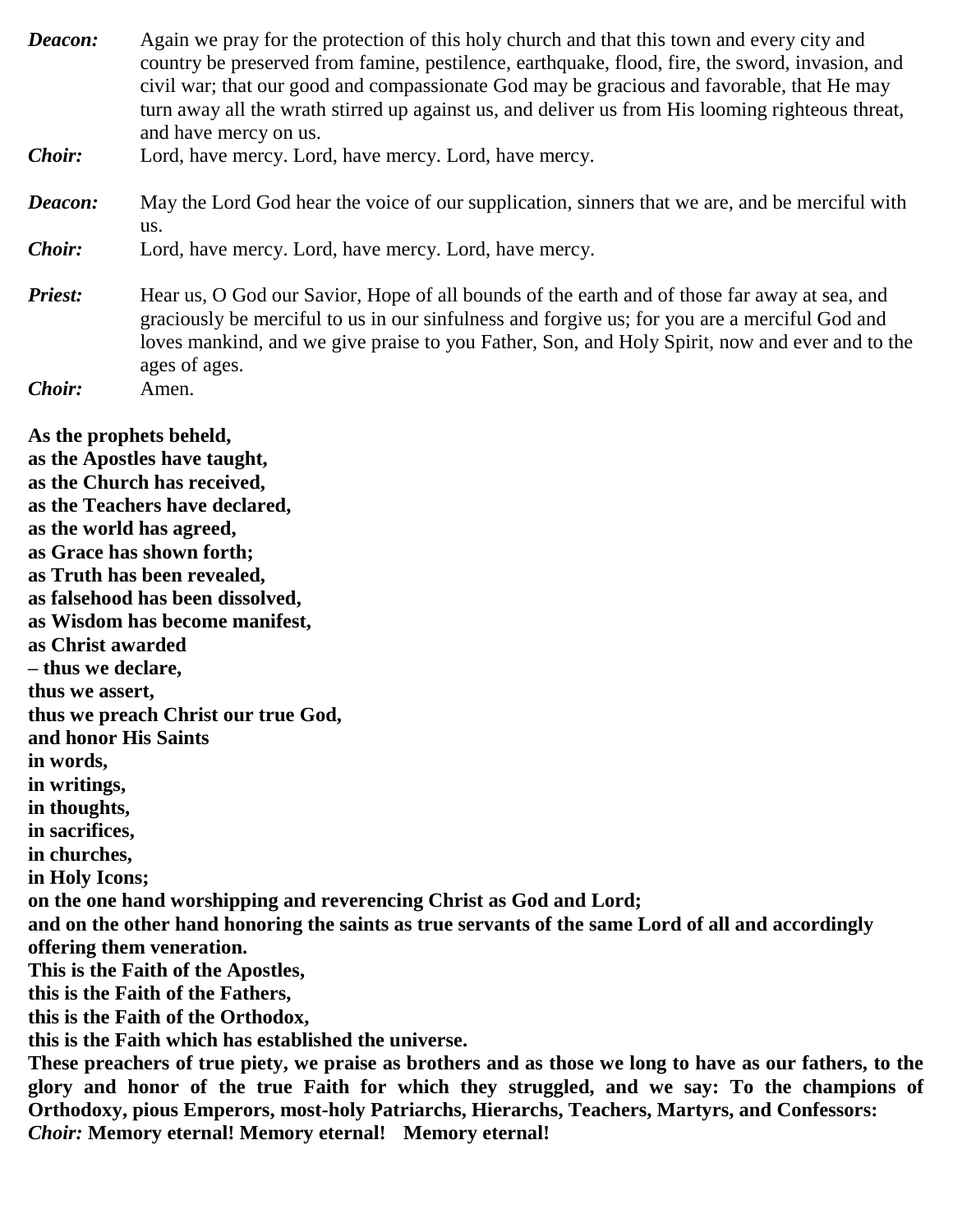***Deacon:*** Again we pray for the protection of this holy church and that this town and every city and country be preserved from famine, pestilence, earthquake, flood, fire, the sword, invasion, and civil war; that our good and compassionate God may be gracious and favorable, that He may turn away all the wrath stirred up against us, and deliver us from His looming righteous threat, and have mercy on us.

***Choir:*** Lord, have mercy. Lord, have mercy. Lord, have mercy.

***Deacon:*** May the Lord God hear the voice of our supplication, sinners that we are, and be merciful with us.

***Choir:*** Lord, have mercy. Lord, have mercy. Lord, have mercy.

***Priest:*** Hear us, O God our Savior, Hope of all bounds of the earth and of those far away at sea, and graciously be merciful to us in our sinfulness and forgive us; for you are a merciful God and loves mankind, and we give praise to you Father, Son, and Holy Spirit, now and ever and to the ages of ages.

***Choir:*** Amen.

**As the prophets beheld,**
**as the Apostles have taught,**
**as the Church has received,**
**as the Teachers have declared,**
**as the world has agreed,**
**as Grace has shown forth;**
**as Truth has been revealed,**
**as falsehood has been dissolved,**
**as Wisdom has become manifest,**
**as Christ awarded**
**– thus we declare,**
**thus we assert,**
**thus we preach Christ our true God,**
**and honor His Saints**
**in words,**
**in writings,**
**in thoughts,**
**in sacrifices,**
**in churches,**
**in Holy Icons;**
**on the one hand worshipping and reverencing Christ as God and Lord;**
**and on the other hand honoring the saints as true servants of the same Lord of all and accordingly offering them veneration.**
**This is the Faith of the Apostles,**
**this is the Faith of the Fathers,**
**this is the Faith of the Orthodox,**
**this is the Faith which has established the universe.**
**These preachers of true piety, we praise as brothers and as those we long to have as our fathers, to the glory and honor of the true Faith for which they struggled, and we say: To the champions of Orthodoxy, pious Emperors, most-holy Patriarchs, Hierarchs, Teachers, Martyrs, and Confessors:**
***Choir:*** **Memory eternal! Memory eternal! Memory eternal!**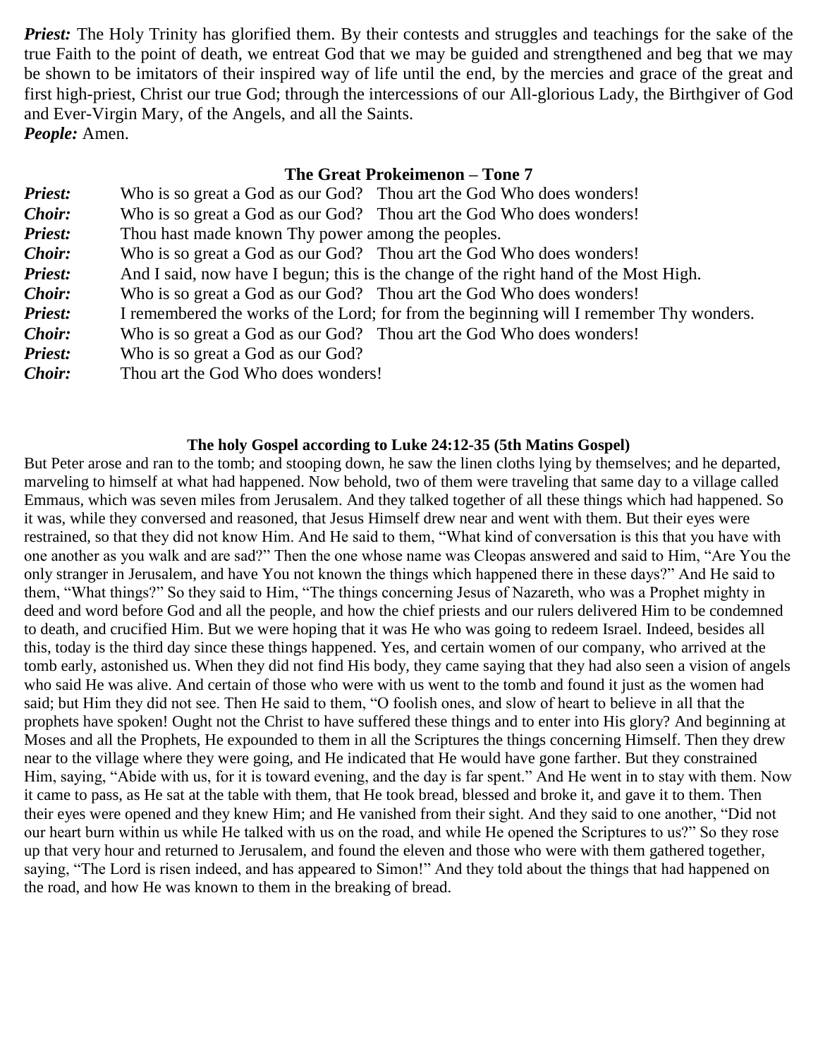***Priest:*** The Holy Trinity has glorified them. By their contests and struggles and teachings for the sake of the true Faith to the point of death, we entreat God that we may be guided and strengthened and beg that we may be shown to be imitators of their inspired way of life until the end, by the mercies and grace of the great and first high-priest, Christ our true God; through the intercessions of our All-glorious Lady, the Birthgiver of God and Ever-Virgin Mary, of the Angels, and all the Saints.
***People:*** Amen.

**The Great Prokeimenon – Tone 7**

***Priest:*** Who is so great a God as our God? Thou art the God Who does wonders!
***Choir:*** Who is so great a God as our God? Thou art the God Who does wonders!
***Priest:*** Thou hast made known Thy power among the peoples.
***Choir:*** Who is so great a God as our God? Thou art the God Who does wonders!
***Priest:*** And I said, now have I begun; this is the change of the right hand of the Most High.
***Choir:*** Who is so great a God as our God? Thou art the God Who does wonders!
***Priest:*** I remembered the works of the Lord; for from the beginning will I remember Thy wonders.
***Choir:*** Who is so great a God as our God? Thou art the God Who does wonders!
***Priest:*** Who is so great a God as our God?
***Choir:*** Thou art the God Who does wonders!

**The holy Gospel according to Luke 24:12-35 (5th Matins Gospel)**

But Peter arose and ran to the tomb; and stooping down, he saw the linen cloths lying by themselves; and he departed, marveling to himself at what had happened. Now behold, two of them were traveling that same day to a village called Emmaus, which was seven miles from Jerusalem. And they talked together of all these things which had happened. So it was, while they conversed and reasoned, that Jesus Himself drew near and went with them. But their eyes were restrained, so that they did not know Him. And He said to them, "What kind of conversation is this that you have with one another as you walk and are sad?" Then the one whose name was Cleopas answered and said to Him, "Are You the only stranger in Jerusalem, and have You not known the things which happened there in these days?" And He said to them, "What things?" So they said to Him, "The things concerning Jesus of Nazareth, who was a Prophet mighty in deed and word before God and all the people, and how the chief priests and our rulers delivered Him to be condemned to death, and crucified Him. But we were hoping that it was He who was going to redeem Israel. Indeed, besides all this, today is the third day since these things happened. Yes, and certain women of our company, who arrived at the tomb early, astonished us. When they did not find His body, they came saying that they had also seen a vision of angels who said He was alive. And certain of those who were with us went to the tomb and found it just as the women had said; but Him they did not see. Then He said to them, "O foolish ones, and slow of heart to believe in all that the prophets have spoken! Ought not the Christ to have suffered these things and to enter into His glory? And beginning at Moses and all the Prophets, He expounded to them in all the Scriptures the things concerning Himself. Then they drew near to the village where they were going, and He indicated that He would have gone farther. But they constrained Him, saying, "Abide with us, for it is toward evening, and the day is far spent." And He went in to stay with them. Now it came to pass, as He sat at the table with them, that He took bread, blessed and broke it, and gave it to them. Then their eyes were opened and they knew Him; and He vanished from their sight. And they said to one another, "Did not our heart burn within us while He talked with us on the road, and while He opened the Scriptures to us?" So they rose up that very hour and returned to Jerusalem, and found the eleven and those who were with them gathered together, saying, "The Lord is risen indeed, and has appeared to Simon!" And they told about the things that had happened on the road, and how He was known to them in the breaking of bread.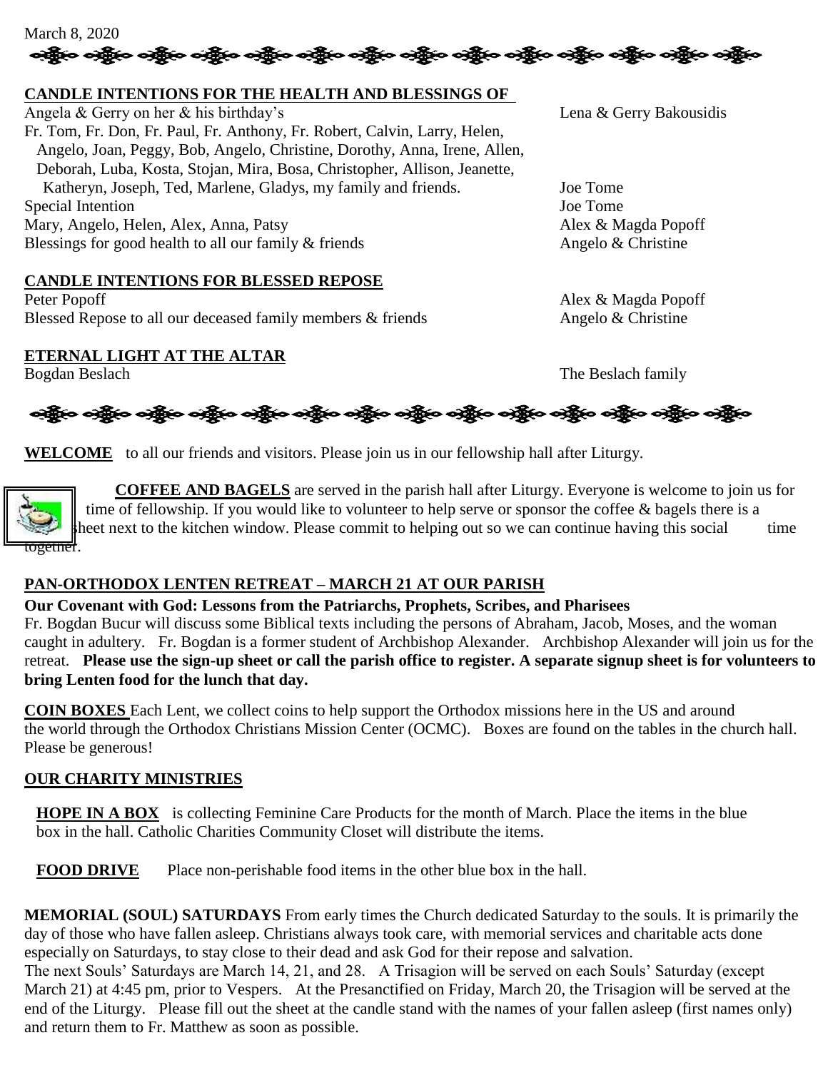March 8, 2020

**CANDLE INTENTIONS FOR THE HEALTH AND BLESSINGS OF**

| | |
|---|---|
| Angela & Gerry on her & his birthday's | Lena & Gerry Bakousidis |
| Fr. Tom, Fr. Don, Fr. Paul, Fr. Anthony, Fr. Robert, Calvin, Larry, Helen, Angelo, Joan, Peggy, Bob, Angelo, Christine, Dorothy, Anna, Irene, Allen, Deborah, Luba, Kosta, Stojan, Mira, Bosa, Christopher, Allison, Jeanette, Katheryn, Joseph, Ted, Marlene, Gladys, my family and friends. | Joe Tome |
| Special Intention | Joe Tome |
| Mary, Angelo, Helen, Alex, Anna, Patsy | Alex & Magda Popoff |
| Blessings for good health to all our family & friends | Angelo & Christine |

**CANDLE INTENTIONS FOR BLESSED REPOSE**

| | |
|---|---|
| Peter Popoff | Alex & Magda Popoff |
| Blessed Repose to all our deceased family members & friends | Angelo & Christine |

**ETERNAL LIGHT AT THE ALTAR**

| | |
|---|---|
| Bogdan Beslach | The Beslach family |

**WELCOME** to all our friends and visitors. Please join us in our fellowship hall after Liturgy.

**COFFEE AND BAGELS** are served in the parish hall after Liturgy. Everyone is welcome to join us for time of fellowship. If you would like to volunteer to help serve or sponsor the coffee & bagels there is a sheet next to the kitchen window. Please commit to helping out so we can continue having this social time together.

**PAN-ORTHODOX LENTEN RETREAT – MARCH 21 AT OUR PARISH**

**Our Covenant with God: Lessons from the Patriarchs, Prophets, Scribes, and Pharisees**

Fr. Bogdan Bucur will discuss some Biblical texts including the persons of Abraham, Jacob, Moses, and the woman caught in adultery. Fr. Bogdan is a former student of Archbishop Alexander. Archbishop Alexander will join us for the retreat. **Please use the sign-up sheet or call the parish office to register. A separate signup sheet is for volunteers to bring Lenten food for the lunch that day.**

**COIN BOXES** Each Lent, we collect coins to help support the Orthodox missions here in the US and around the world through the Orthodox Christians Mission Center (OCMC). Boxes are found on the tables in the church hall. Please be generous!

**OUR CHARITY MINISTRIES**

**HOPE IN A BOX** is collecting Feminine Care Products for the month of March. Place the items in the blue box in the hall. Catholic Charities Community Closet will distribute the items.

**FOOD DRIVE** Place non-perishable food items in the other blue box in the hall.

**MEMORIAL (SOUL) SATURDAYS** From early times the Church dedicated Saturday to the souls. It is primarily the day of those who have fallen asleep. Christians always took care, with memorial services and charitable acts done especially on Saturdays, to stay close to their dead and ask God for their repose and salvation.

The next Souls' Saturdays are March 14, 21, and 28. A Trisagion will be served on each Souls' Saturday (except March 21) at 4:45 pm, prior to Vespers. At the Presanctified on Friday, March 20, the Trisagion will be served at the end of the Liturgy. Please fill out the sheet at the candle stand with the names of your fallen asleep (first names only) and return them to Fr. Matthew as soon as possible.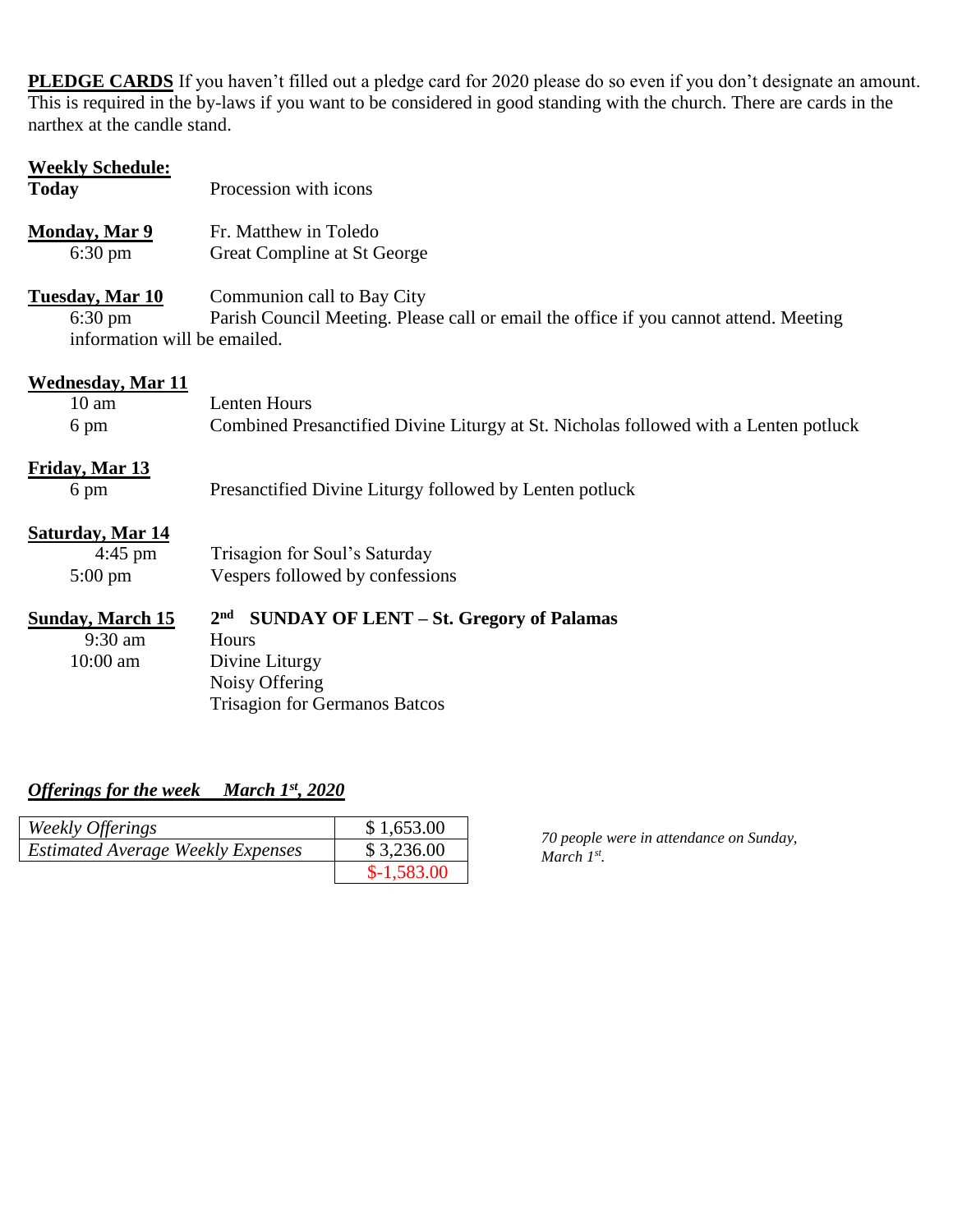**PLEDGE CARDS** If you haven't filled out a pledge card for 2020 please do so even if you don't designate an amount. This is required in the by-laws if you want to be considered in good standing with the church. There are cards in the narthex at the candle stand.

**Weekly Schedule:**

**Today** — Procession with icons

**Monday, Mar 9**
Fr. Matthew in Toledo
6:30 pm — Great Compline at St George

**Tuesday, Mar 10**
Communion call to Bay City
6:30 pm — Parish Council Meeting. Please call or email the office if you cannot attend. Meeting information will be emailed.

**Wednesday, Mar 11**
10 am — Lenten Hours
6 pm — Combined Presanctified Divine Liturgy at St. Nicholas followed with a Lenten potluck

**Friday, Mar 13**
6 pm — Presanctified Divine Liturgy followed by Lenten potluck

**Saturday, Mar 14**
4:45 pm — Trisagion for Soul's Saturday
5:00 pm — Vespers followed by confessions

**Sunday, March 15** — **2nd SUNDAY OF LENT – St. Gregory of Palamas**
9:30 am — Hours
10:00 am — Divine Liturgy
Noisy Offering
Trisagion for Germanos Batcos

***Offerings for the week March 1st, 2020***

| | |
|---|---|
| *Weekly Offerings* | $ 1,653.00 |
| *Estimated Average Weekly Expenses* | $ 3,236.00 |
| | $-1,583.00 |

*70 people were in attendance on Sunday, March 1st.*